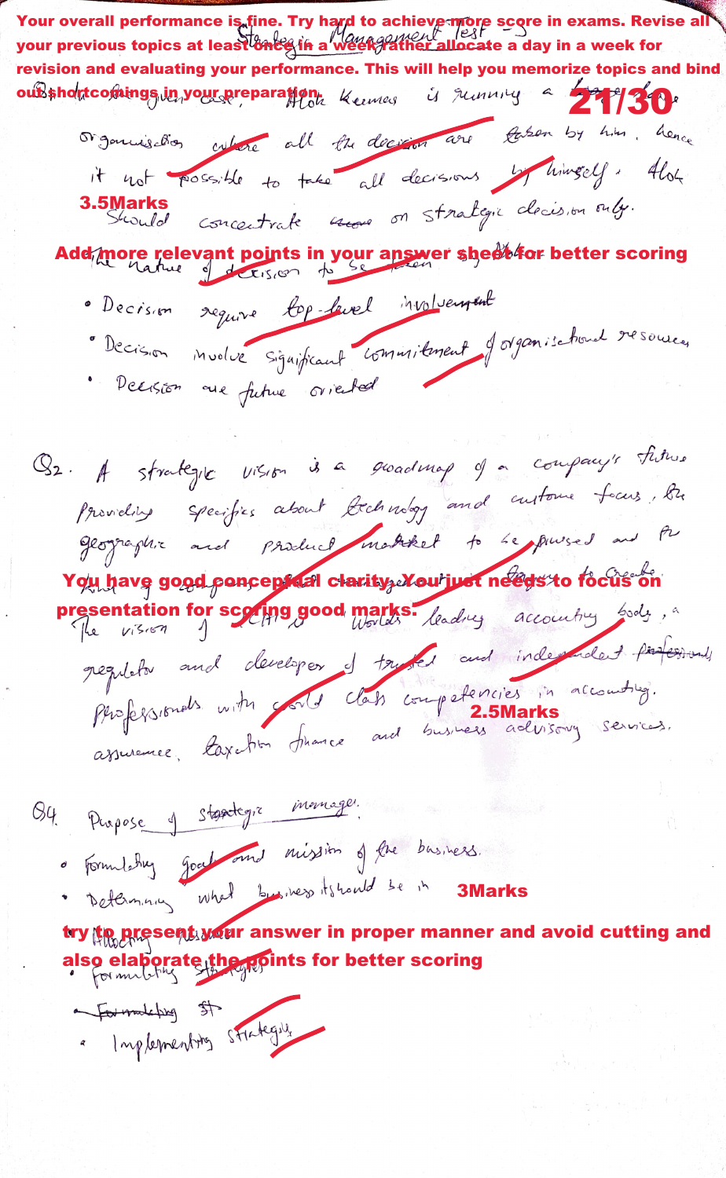Your overall performance is fine. Try hard to achieve more score in exams. Revise all your previous topics at least once in a week rather allocate a day in a week for revision and evaluating your performance. This will help you memorize topics and bind out shortcomings in your preparation.

Strategic Management Test - 3

**21/30**

Q3. In the given case, Alok Kumar is running a large/huge organisation where all the decision are taken by him, hence it not possible to take all decisions by himself. Alok should concentrate on strategic decision only.

**3.5Marks**

The nature of decision to be taken by Alok

Add more relevant points in your answer sheet for better scoring

- Decision require top-level involvement
- Decision involve significant commitment of organisational resources
- Decision are future oriented

Q2. A strategic vision is a roadmap of a company's future providing specifics about technology and customer focus, the geographic and product market to be pursued and the kind of company that management is trying to create.

You have good conceptual clarity. You just needs to focus on presentation for scoring good marks.

The vision of ICAI is World's leading accounting body, a regulator and developer of trusted and independent professionals professionals with world class competencies in accounting, assurance, taxation, finance and business advisory services.

**2.5Marks**

Q4. Purpose of strategic manager.

- Formulating goal and mission of the business.
- Determining what business it should be in

**3Marks**

try to present your answer in proper manner and avoid cutting and also elaborate the points for better scoring

- Allocating Resources
- Formulating Strategies
- ~~Formulating St~~
- Implementing Strategies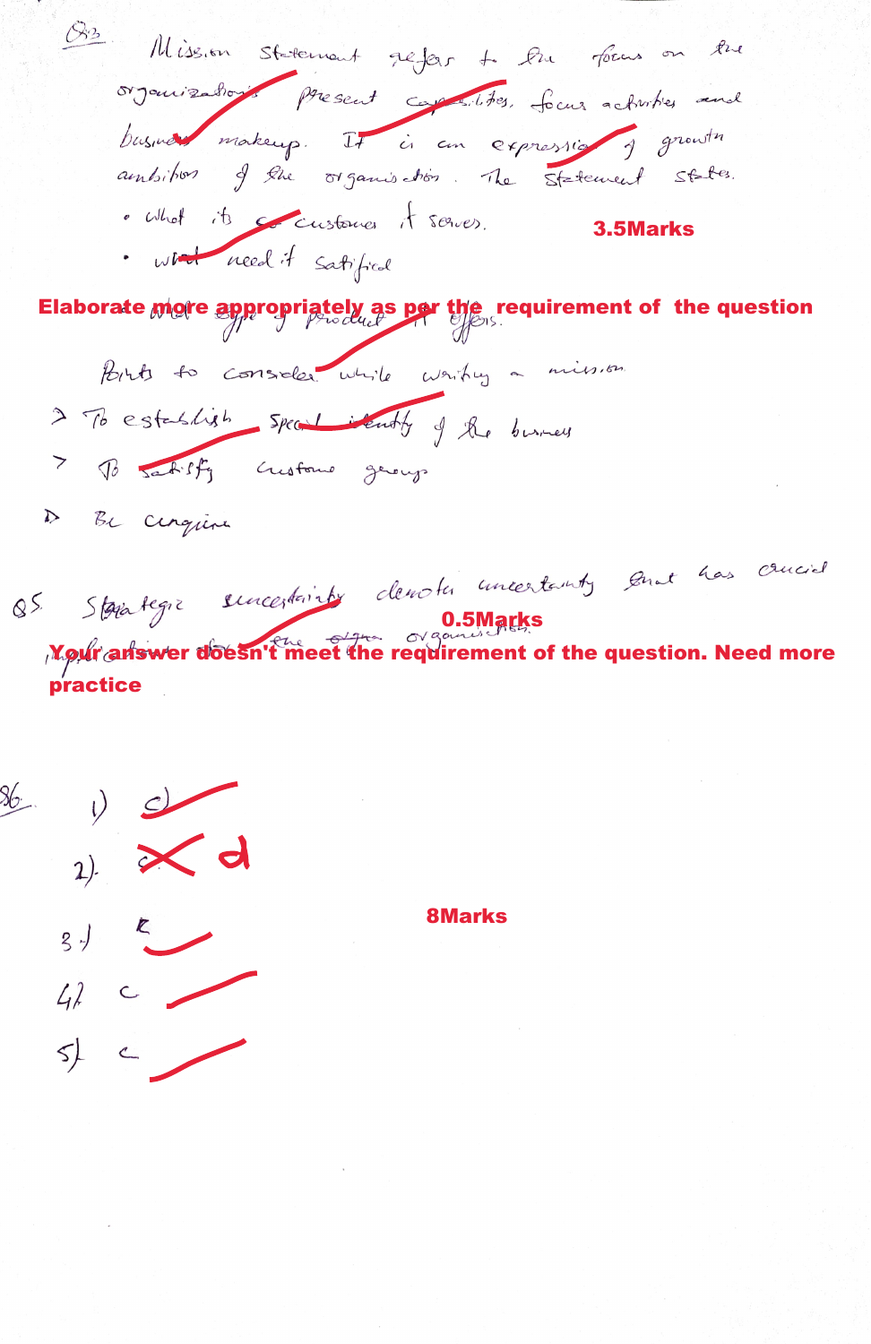Q3 Mission Statement refers to the focus on the organization's present capabilities, focus activities and business makeup. It is an expression of growth ambition of the organisation. The statement states.

- What its customers it serves.
- what need it satisfied
- what type of product it offers.

**3.5Marks**

**Elaborate more appropriately as per the requirement of the question**

Points to consider while writing a mission

> To establish special identity of the business

> To satisfy customer groups

> Be enquire

Q5. Strategic uncertainty denotes uncertainty that has crucial impact for the organisation.

**0.5Marks**

**Your answer doesn't meet the requirement of the question. Need more practice**

Q6.

1) c)

2) c — d

3) c

4) c

5) c

**8Marks**